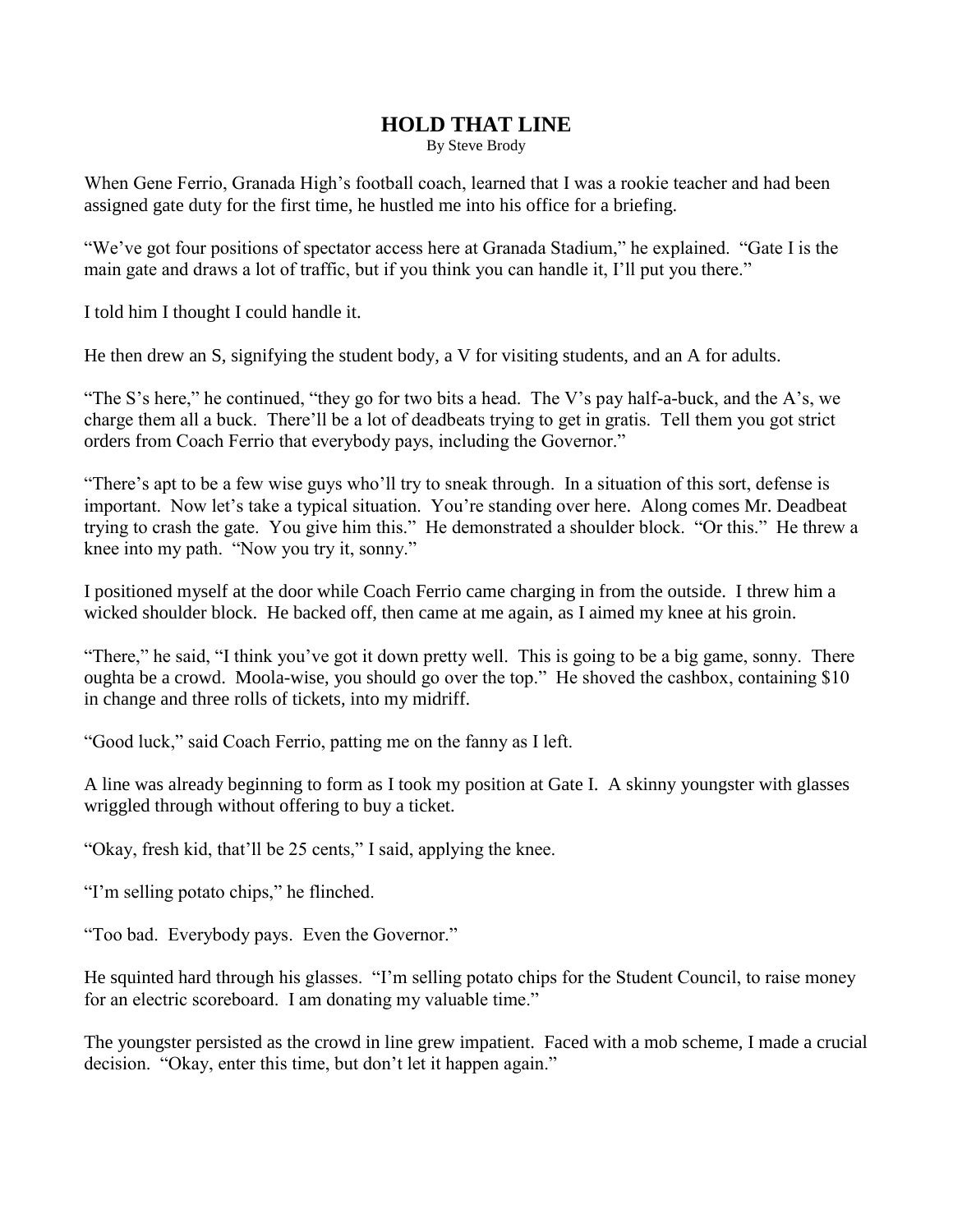# HOLD THAT LINE

By Steve Brody

When Gene Ferrio, Granada High's football coach, learned that I was a rookie teacher and had been assigned gate duty for the first time, he hustled me into his office for a briefing.

"We've got four positions of spectator access here at Granada Stadium," he explained. "Gate I is the main gate and draws a lot of traffic, but if you think you can handle it, I'll put you there."

I told him I thought I could handle it.

He then drew an S, signifying the student body, a V for visiting students, and an A for adults.

"The S's here," he continued, "they go for two bits a head. The V's pay half-a-buck, and the A's, we charge them all a buck. There'll be a lot of deadbeats trying to get in gratis. Tell them you got strict orders from Coach Ferrio that everybody pays, including the Governor."

"There's apt to be a few wise guys who'll try to sneak through. In a situation of this sort, defense is important. Now let's take a typical situation. You're standing over here. Along comes Mr. Deadbeat trying to crash the gate. You give him this." He demonstrated a shoulder block. "Or this." He threw a knee into my path. "Now you try it, sonny."

I positioned myself at the door while Coach Ferrio came charging in from the outside. I threw him a wicked shoulder block. He backed off, then came at me again, as I aimed my knee at his groin.

"There," he said, "I think you've got it down pretty well. This is going to be a big game, sonny. There oughta be a crowd. Moola-wise, you should go over the top." He shoved the cashbox, containing $10 in change and three rolls of tickets, into my midriff.

"Good luck," said Coach Ferrio, patting me on the fanny as I left.

A line was already beginning to form as I took my position at Gate I. A skinny youngster with glasses wriggled through without offering to buy a ticket.

"Okay, fresh kid, that'll be 25 cents," I said, applying the knee.

"I'm selling potato chips," he flinched.

"Too bad. Everybody pays. Even the Governor."

He squinted hard through his glasses. "I'm selling potato chips for the Student Council, to raise money for an electric scoreboard. I am donating my valuable time."

The youngster persisted as the crowd in line grew impatient. Faced with a mob scheme, I made a crucial decision. "Okay, enter this time, but don't let it happen again."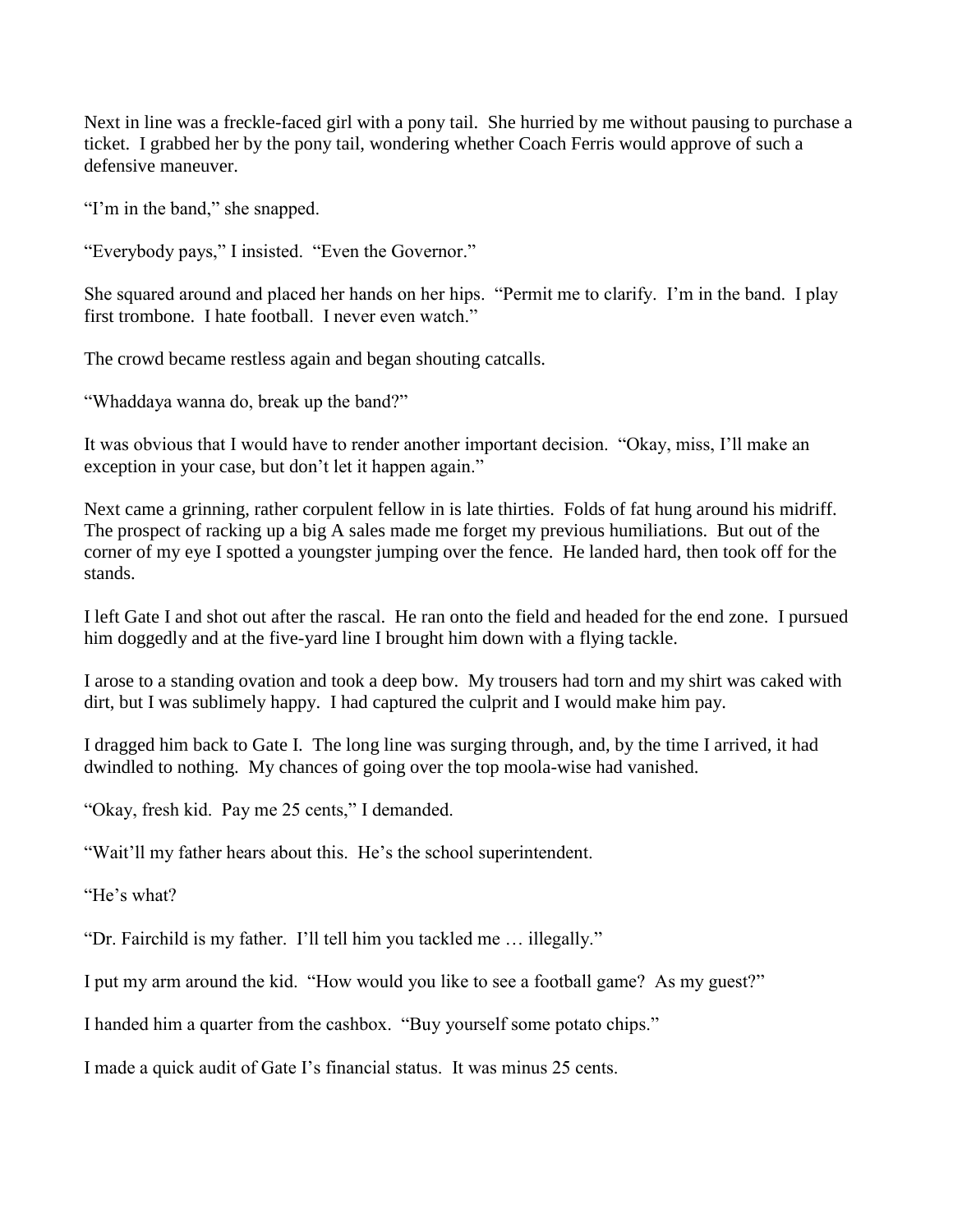Next in line was a freckle-faced girl with a pony tail. She hurried by me without pausing to purchase a ticket. I grabbed her by the pony tail, wondering whether Coach Ferris would approve of such a defensive maneuver.

"I'm in the band," she snapped.

"Everybody pays," I insisted. "Even the Governor."

She squared around and placed her hands on her hips. "Permit me to clarify. I'm in the band. I play first trombone. I hate football. I never even watch."

The crowd became restless again and began shouting catcalls.

"Whaddaya wanna do, break up the band?"

It was obvious that I would have to render another important decision. "Okay, miss, I'll make an exception in your case, but don't let it happen again."

Next came a grinning, rather corpulent fellow in is late thirties. Folds of fat hung around his midriff. The prospect of racking up a big A sales made me forget my previous humiliations. But out of the corner of my eye I spotted a youngster jumping over the fence. He landed hard, then took off for the stands.

I left Gate I and shot out after the rascal. He ran onto the field and headed for the end zone. I pursued him doggedly and at the five-yard line I brought him down with a flying tackle.

I arose to a standing ovation and took a deep bow. My trousers had torn and my shirt was caked with dirt, but I was sublimely happy. I had captured the culprit and I would make him pay.

I dragged him back to Gate I. The long line was surging through, and, by the time I arrived, it had dwindled to nothing. My chances of going over the top moola-wise had vanished.

"Okay, fresh kid. Pay me 25 cents," I demanded.

"Wait'll my father hears about this. He's the school superintendent.

"He's what?

"Dr. Fairchild is my father. I'll tell him you tackled me … illegally."

I put my arm around the kid. "How would you like to see a football game? As my guest?"

I handed him a quarter from the cashbox. "Buy yourself some potato chips."

I made a quick audit of Gate I's financial status. It was minus 25 cents.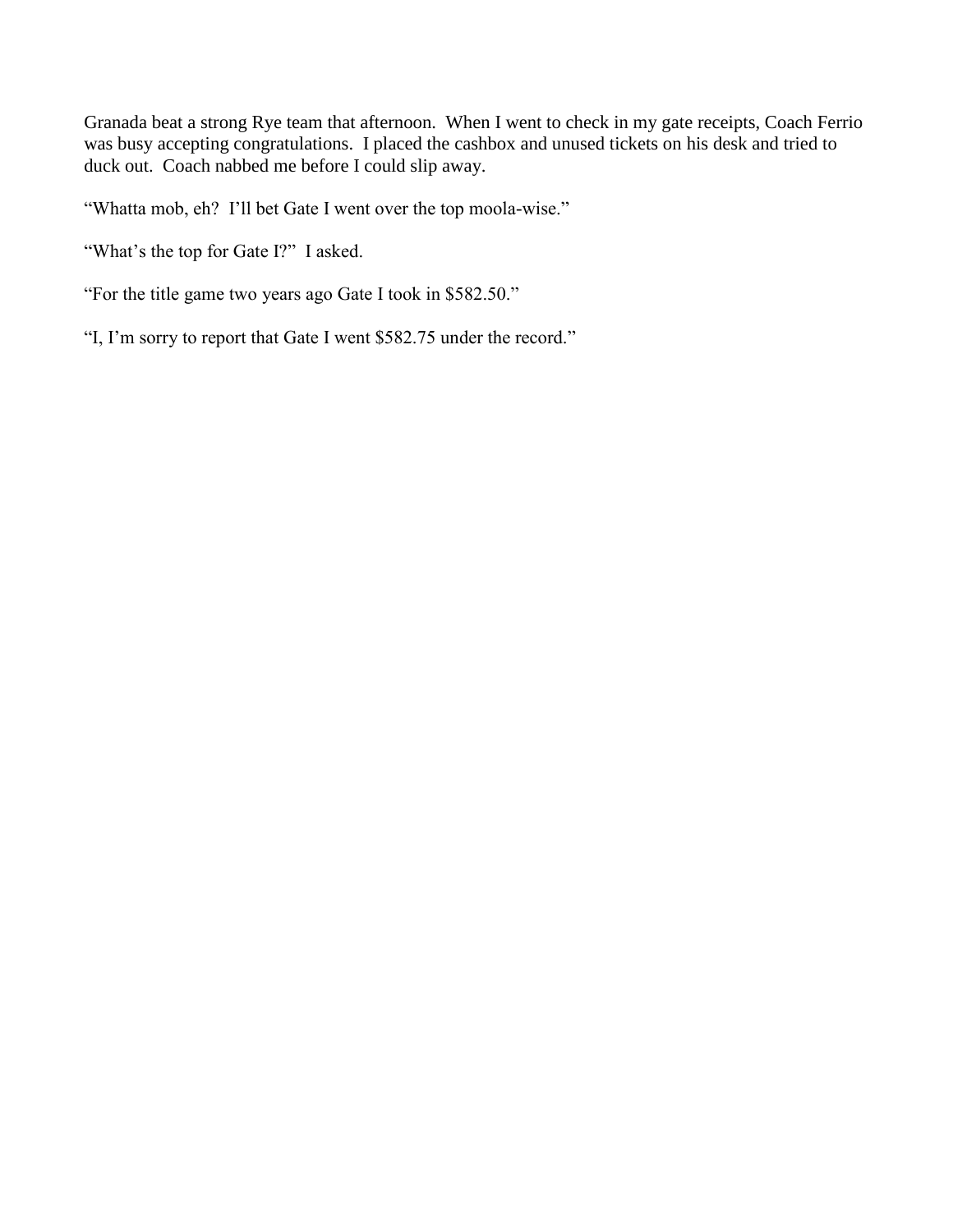Granada beat a strong Rye team that afternoon. When I went to check in my gate receipts, Coach Ferrio was busy accepting congratulations. I placed the cashbox and unused tickets on his desk and tried to duck out. Coach nabbed me before I could slip away.

"Whatta mob, eh? I'll bet Gate I went over the top moola-wise."

"What's the top for Gate I?" I asked.

"For the title game two years ago Gate I took in $582.50."

"I, I'm sorry to report that Gate I went $582.75 under the record."